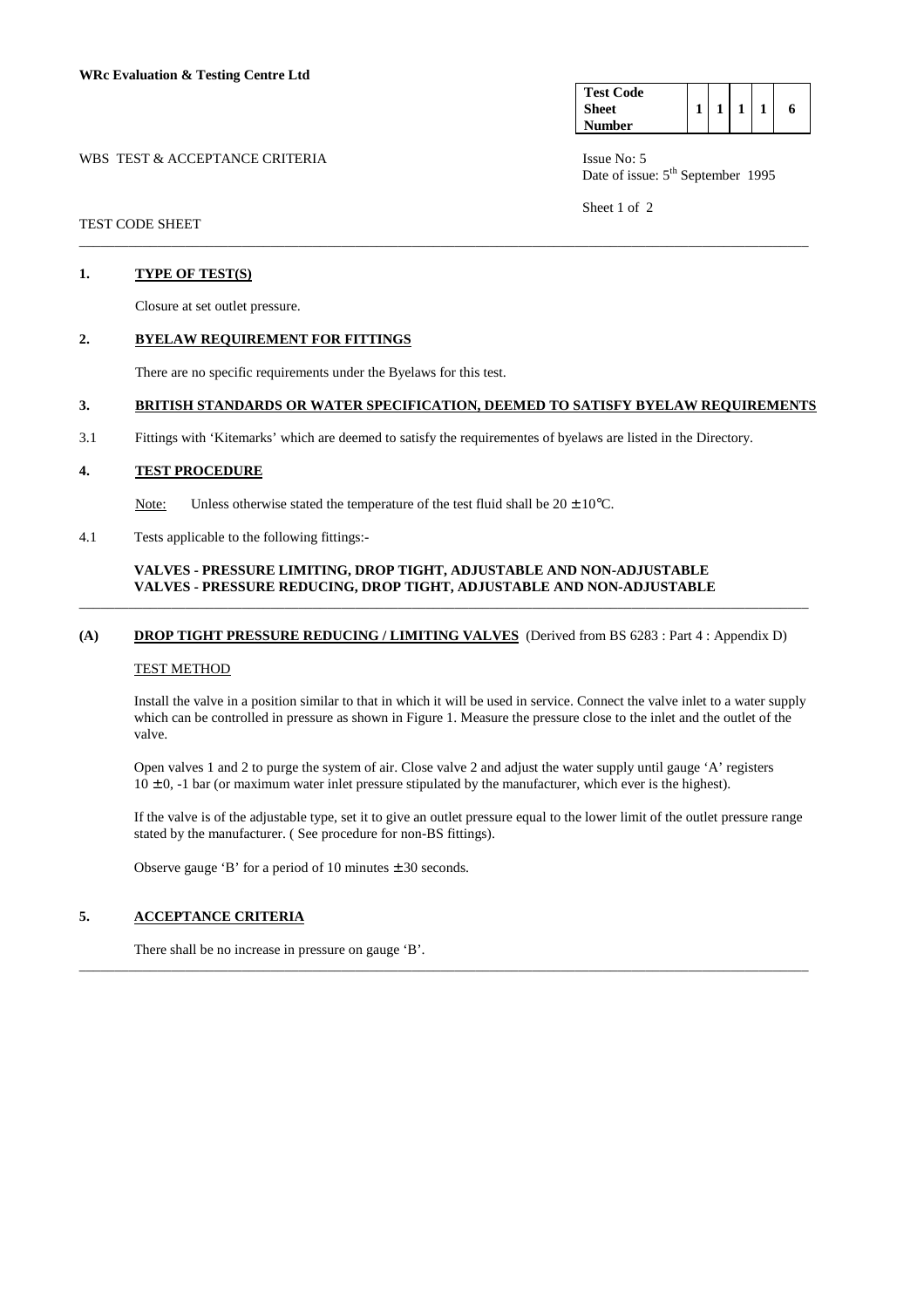**WRc Evaluation & Testing Centre Ltd**

| Test Code Sheet Number | 1 | 1 | 1 | 1 | 6 |
|---|---|---|---|---|---|

WBS TEST & ACCEPTANCE CRITERIA

Issue No: 5
Date of issue: 5th September 1995

TEST CODE SHEET

---

## 1. TYPE OF TEST(S)

Closure at set outlet pressure.

## 2. BYELAW REQUIREMENT FOR FITTINGS

There are no specific requirements under the Byelaws for this test.

## 3. BRITISH STANDARDS OR WATER SPECIFICATION, DEEMED TO SATISFY BYELAW REQUIREMENTS

3.1 Fittings with 'Kitemarks' which are deemed to satisfy the requirementes of byelaws are listed in the Directory.

## 4. TEST PROCEDURE

Note: Unless otherwise stated the temperature of the test fluid shall be 20 ± 10°C.

4.1 Tests applicable to the following fittings:-

**VALVES - PRESSURE LIMITING, DROP TIGHT, ADJUSTABLE AND NON-ADJUSTABLE**
**VALVES - PRESSURE REDUCING, DROP TIGHT, ADJUSTABLE AND NON-ADJUSTABLE**

---

### (A) DROP TIGHT PRESSURE REDUCING / LIMITING VALVES (Derived from BS 6283 : Part 4 : Appendix D)

TEST METHOD

Install the valve in a position similar to that in which it will be used in service. Connect the valve inlet to a water supply which can be controlled in pressure as shown in Figure 1. Measure the pressure close to the inlet and the outlet of the valve.

Open valves 1 and 2 to purge the system of air. Close valve 2 and adjust the water supply until gauge 'A' registers 10 ± 0, -1 bar (or maximum water inlet pressure stipulated by the manufacturer, which ever is the highest).

If the valve is of the adjustable type, set it to give an outlet pressure equal to the lower limit of the outlet pressure range stated by the manufacturer. ( See procedure for non-BS fittings).

Observe gauge 'B' for a period of 10 minutes ± 30 seconds.

## 5. ACCEPTANCE CRITERIA

There shall be no increase in pressure on gauge 'B'.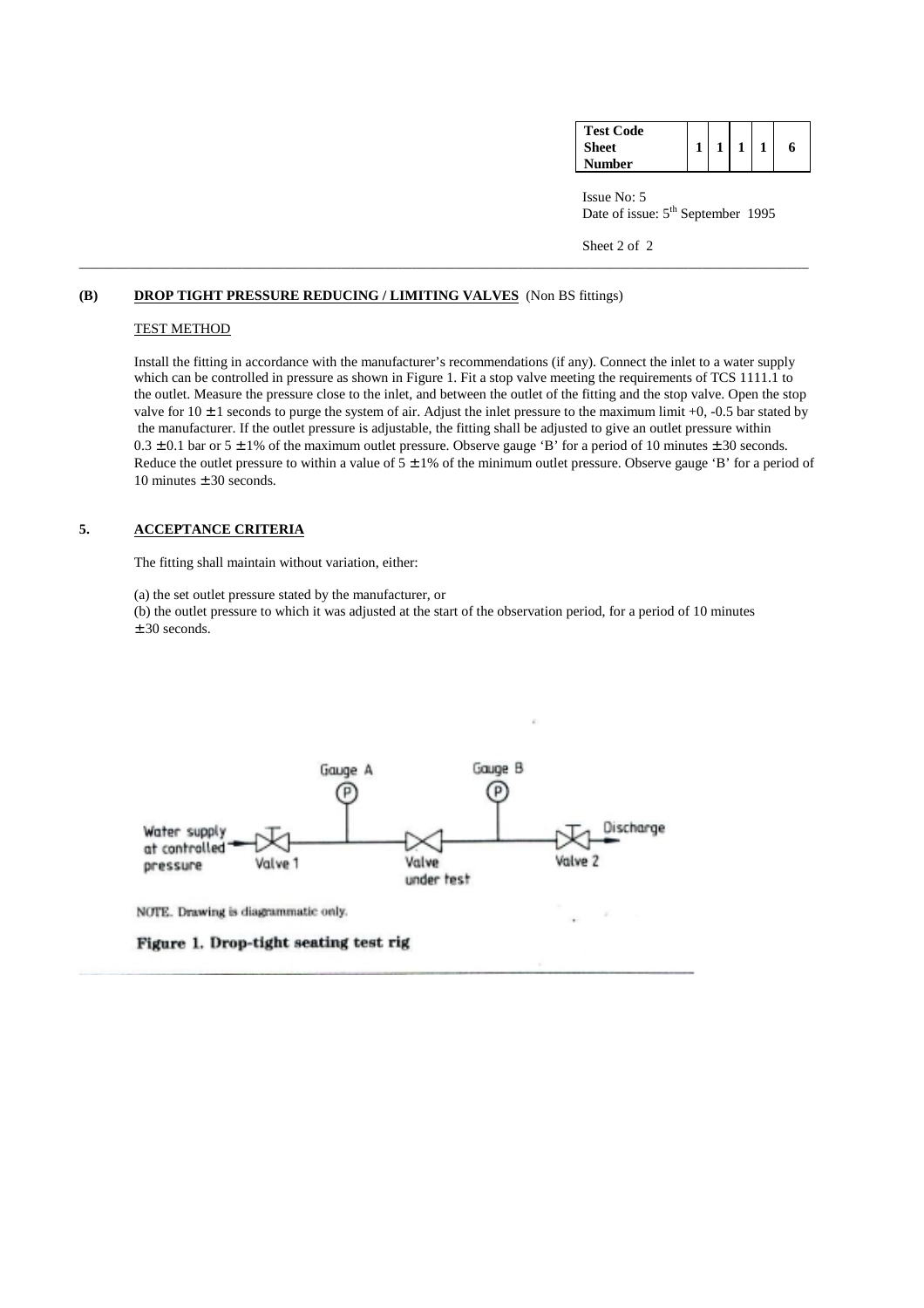| Test Code Sheet Number | 1 | 1 | 1 | 1 | 6 |
|---|---|---|---|---|---|

Issue No: 5
Date of issue: 5th September 1995

**(B) DROP TIGHT PRESSURE REDUCING / LIMITING VALVES** (Non BS fittings)

TEST METHOD

Install the fitting in accordance with the manufacturer's recommendations (if any). Connect the inlet to a water supply which can be controlled in pressure as shown in Figure 1. Fit a stop valve meeting the requirements of TCS 1111.1 to the outlet. Measure the pressure close to the inlet, and between the outlet of the fitting and the stop valve. Open the stop valve for 10 ± 1 seconds to purge the system of air. Adjust the inlet pressure to the maximum limit +0, -0.5 bar stated by the manufacturer. If the outlet pressure is adjustable, the fitting shall be adjusted to give an outlet pressure within 0.3 ± 0.1 bar or 5 ± 1% of the maximum outlet pressure. Observe gauge 'B' for a period of 10 minutes ± 30 seconds. Reduce the outlet pressure to within a value of 5 ± 1% of the minimum outlet pressure. Observe gauge 'B' for a period of 10 minutes ± 30 seconds.

## 5. ACCEPTANCE CRITERIA

The fitting shall maintain without variation, either:

(a) the set outlet pressure stated by the manufacturer, or
(b) the outlet pressure to which it was adjusted at the start of the observation period, for a period of 10 minutes ± 30 seconds.

Gauge A
Gauge B
Water supply at controlled pressure
Valve 1
Valve under test
Valve 2
Discharge

NOTE. Drawing is diagrammatic only.

**Figure 1. Drop-tight seating test rig**